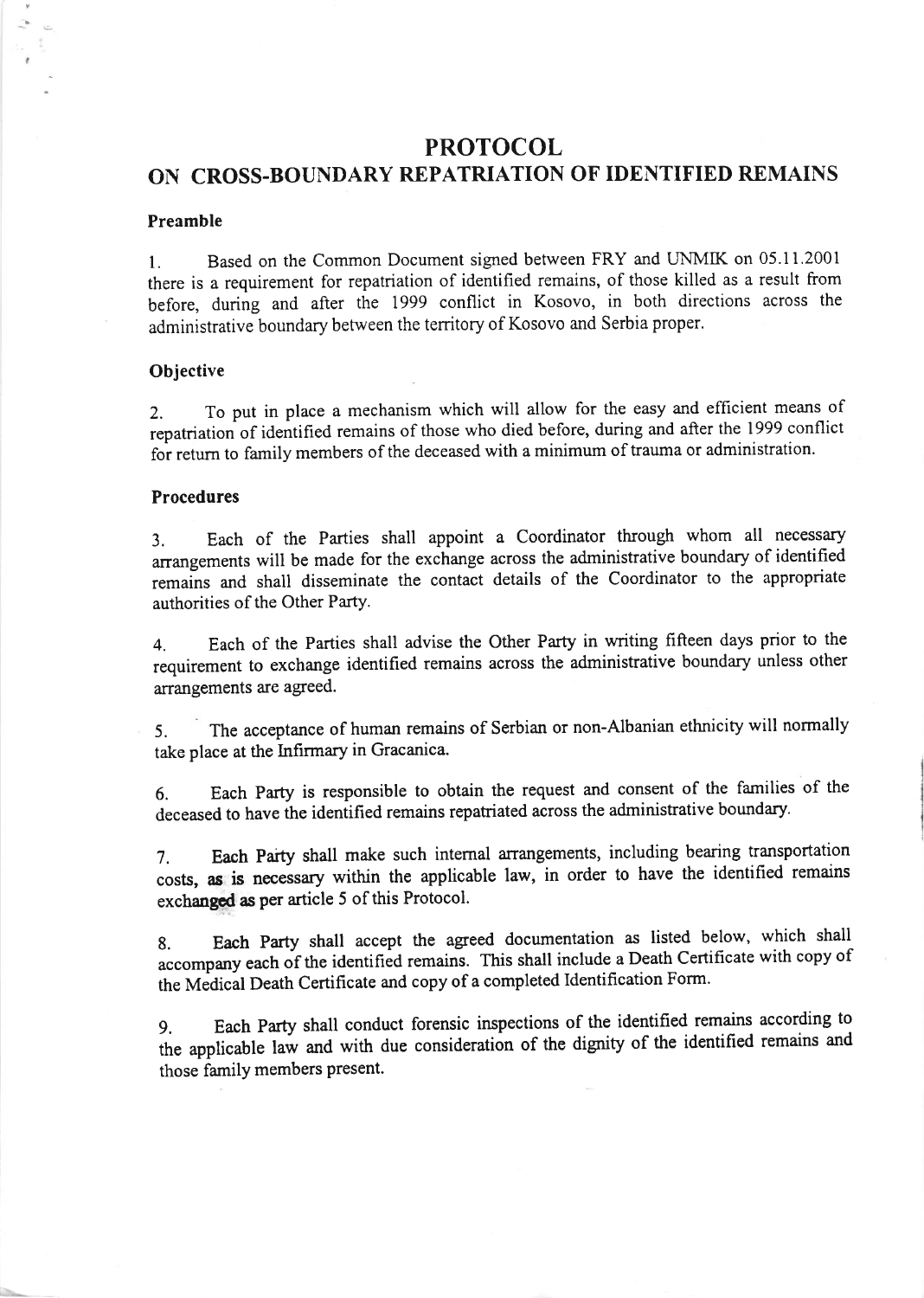# PROTOCOL

## ON CROSS-BOUNDARY REPATRIATION OF IDENTIFIED REMAINS

### Preamble

1. Based on the Common Document signed between FRY and UNMIK on 05.11.2001 there is a requirement for repatriation of identified remains, of those killed as a result from before, during and after the 1999 conflict in Kosovo, in both directions across the administrative boundary between the territory of Kosovo and Serbia proper.

### Objective

2. To put in place a mechanism which will allow for the easy and efficient means of repatriation of identified remains of those who died before, during and after the 1999 conflict for return to family members of the deceased with a minimum of trauma or administration.

### Procedures

3. Each of the Parties shall appoint a Coordinator through whom all necessary arrangements will be made for the exchange across the administrative boundary of identified remains and shall disseminate the contact details of the Coordinator to the appropriate authorities of the Other Party.

4. Each of the Parties shall advise the Other Party in writing fifteen days prior to the requirement to exchange identified remains across the administrative boundary unless other arrangements are agreed.

5. The acceptance of human remains of Serbian or non-Albanian ethnicity will normally take place at the Infirmary in Gracanica.

6. Each Party is responsible to obtain the request and consent of the families of the deceased to have the identified remains repatriated across the administrative boundary.

7. Each Party shall make such internal arrangements, including bearing transportation costs, as is necessary within the applicable law, in order to have the identified remains exchanged as per article 5 of this Protocol.

8. Each Party shall accept the agreed documentation as listed below, which shall accompany each of the identified remains. This shall include a Death Certificate with copy of the Medical Death Certificate and copy of a completed Identification Form.

9. Each Party shall conduct forensic inspections of the identified remains according to the applicable law and with due consideration of the dignity of the identified remains and those family members present.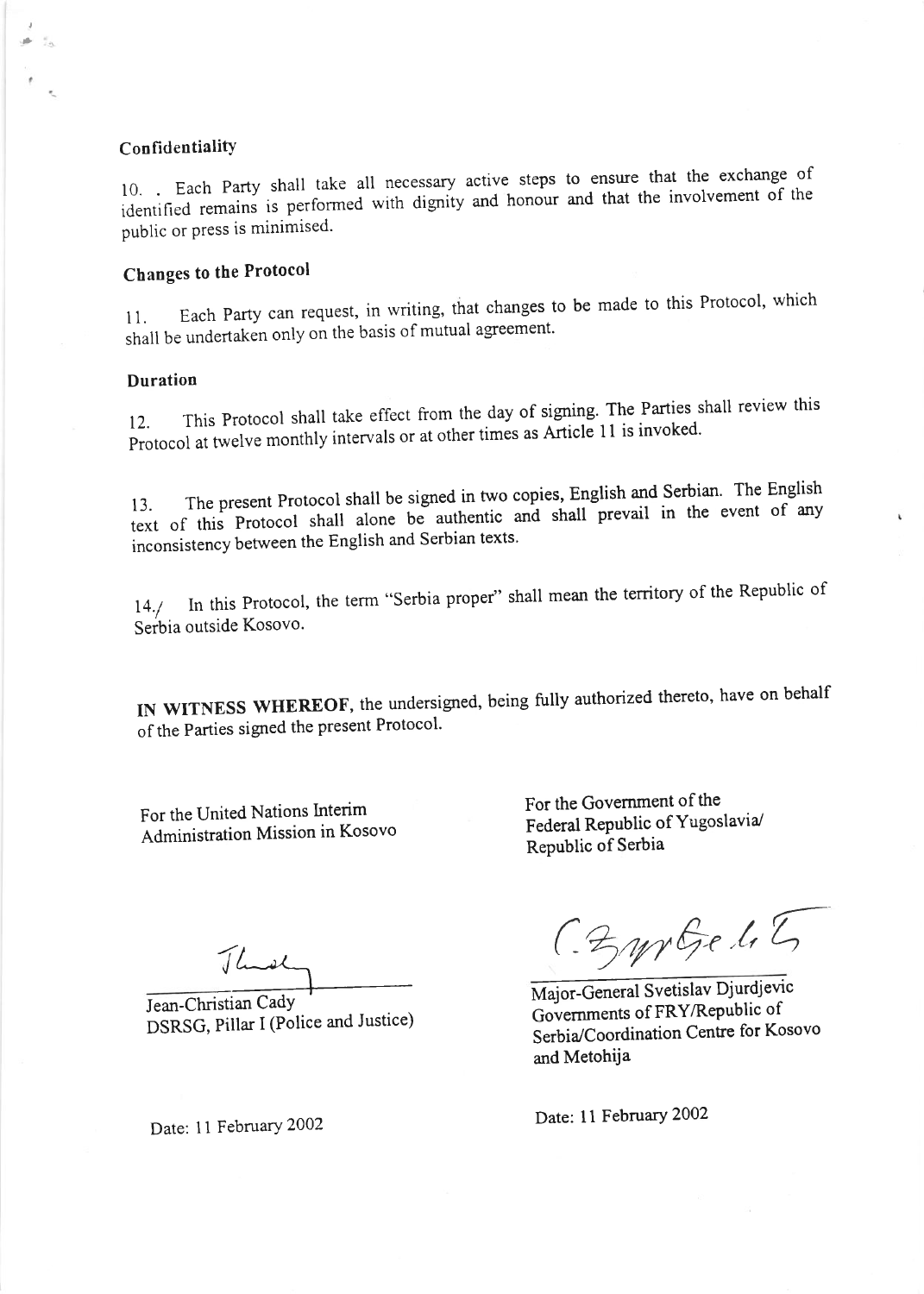### Confidentiality

10. . Each Party shall take all necessary active steps to ensure that the exchange of identified remains is performed with dignity and honour and that the involvement of the public or press is minimised.

### Changes to the Protocol

11. Each Party can request, in writing, that changes to be made to this Protocol, which shall be undertaken only on the basis of mutual agreement.

### Duration

12. This Protocol shall take effect from the day of signing. The Parties shall review this Protocol at twelve monthly intervals or at other times as Article 11 is invoked.

13. The present Protocol shall be signed in two copies, English and Serbian. The English text of this Protocol shall alone be authentic and shall prevail in the event of any inconsistency between the English and Serbian texts.

14./ In this Protocol, the term "Serbia proper" shall mean the territory of the Republic of Serbia outside Kosovo.

**IN WITNESS WHEREOF**, the undersigned, being fully authorized thereto, have on behalf of the Parties signed the present Protocol.

For the United Nations Interim Administration Mission in Kosovo

Jean-Christian Cady
DSRSG, Pillar I (Police and Justice)

Date: 11 February 2002

For the Government of the Federal Republic of Yugoslavia/ Republic of Serbia

Major-General Svetislav Djurdjevic
Governments of FRY/Republic of Serbia/Coordination Centre for Kosovo and Metohija

Date: 11 February 2002